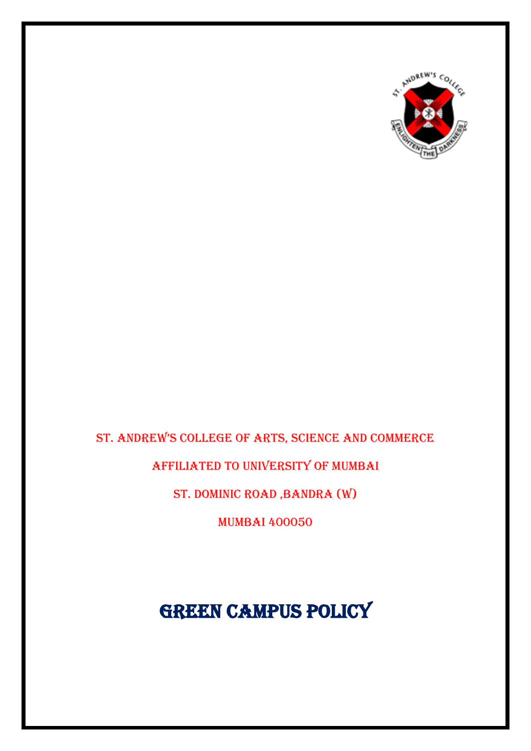ST. ANDREW'S COLLEGE OF ARTS, SCIENCE AND COMMERCE

AFFILIATED TO UNIVERSITY OF MUMBAI

ST. DOMINIC ROAD ,BANDRA (W)

MUMBAI 400050

# GREEN CAMPUS POLICY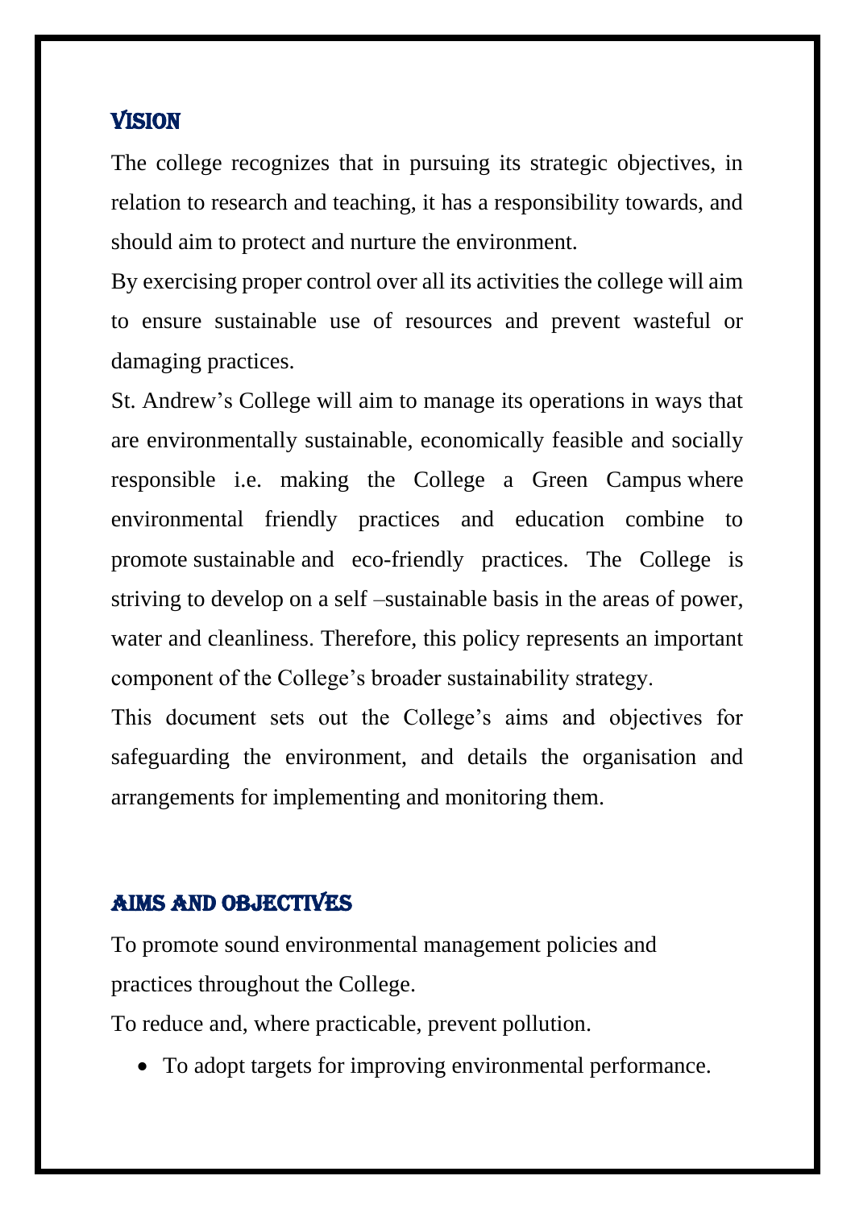## VISION

The college recognizes that in pursuing its strategic objectives, in relation to research and teaching, it has a responsibility towards, and should aim to protect and nurture the environment.

By exercising proper control over all its activities the college will aim to ensure sustainable use of resources and prevent wasteful or damaging practices.

St. Andrew's College will aim to manage its operations in ways that are environmentally sustainable, economically feasible and socially responsible i.e. making the College a Green Campus where environmental friendly practices and education combine to promote sustainable and eco-friendly practices. The College is striving to develop on a self –sustainable basis in the areas of power, water and cleanliness. Therefore, this policy represents an important component of the College's broader sustainability strategy.

This document sets out the College's aims and objectives for safeguarding the environment, and details the organisation and arrangements for implementing and monitoring them.

## AIMS AND OBJECTIVES

To promote sound environmental management policies and practices throughout the College.

To reduce and, where practicable, prevent pollution.

- To adopt targets for improving environmental performance.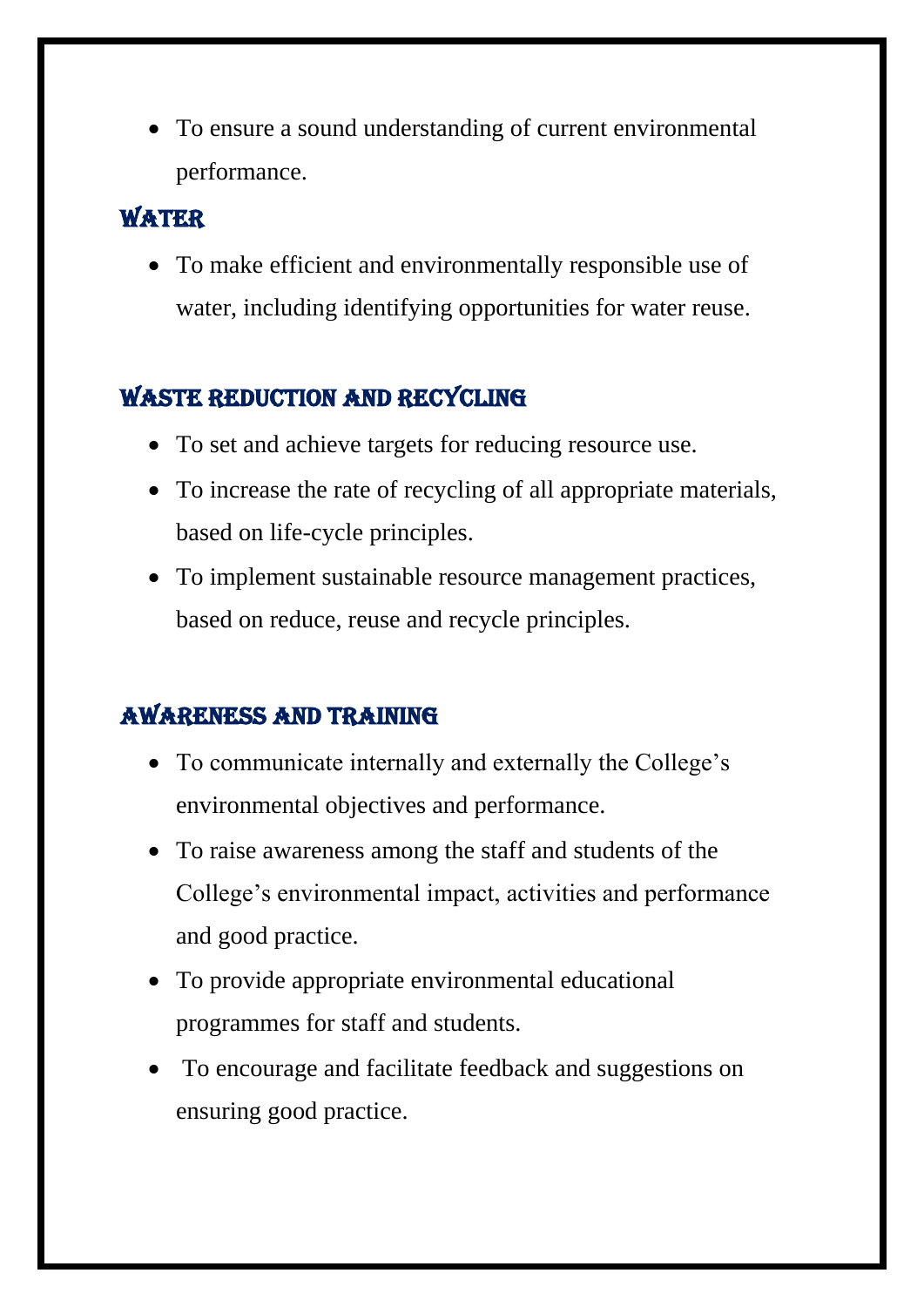- To ensure a sound understanding of current environmental performance.

## WATER

- To make efficient and environmentally responsible use of water, including identifying opportunities for water reuse.

## WASTE REDUCTION AND RECYCLING

- To set and achieve targets for reducing resource use.
- To increase the rate of recycling of all appropriate materials, based on life-cycle principles.
- To implement sustainable resource management practices, based on reduce, reuse and recycle principles.

## AWARENESS AND TRAINING

- To communicate internally and externally the College's environmental objectives and performance.
- To raise awareness among the staff and students of the College's environmental impact, activities and performance and good practice.
- To provide appropriate environmental educational programmes for staff and students.
- To encourage and facilitate feedback and suggestions on ensuring good practice.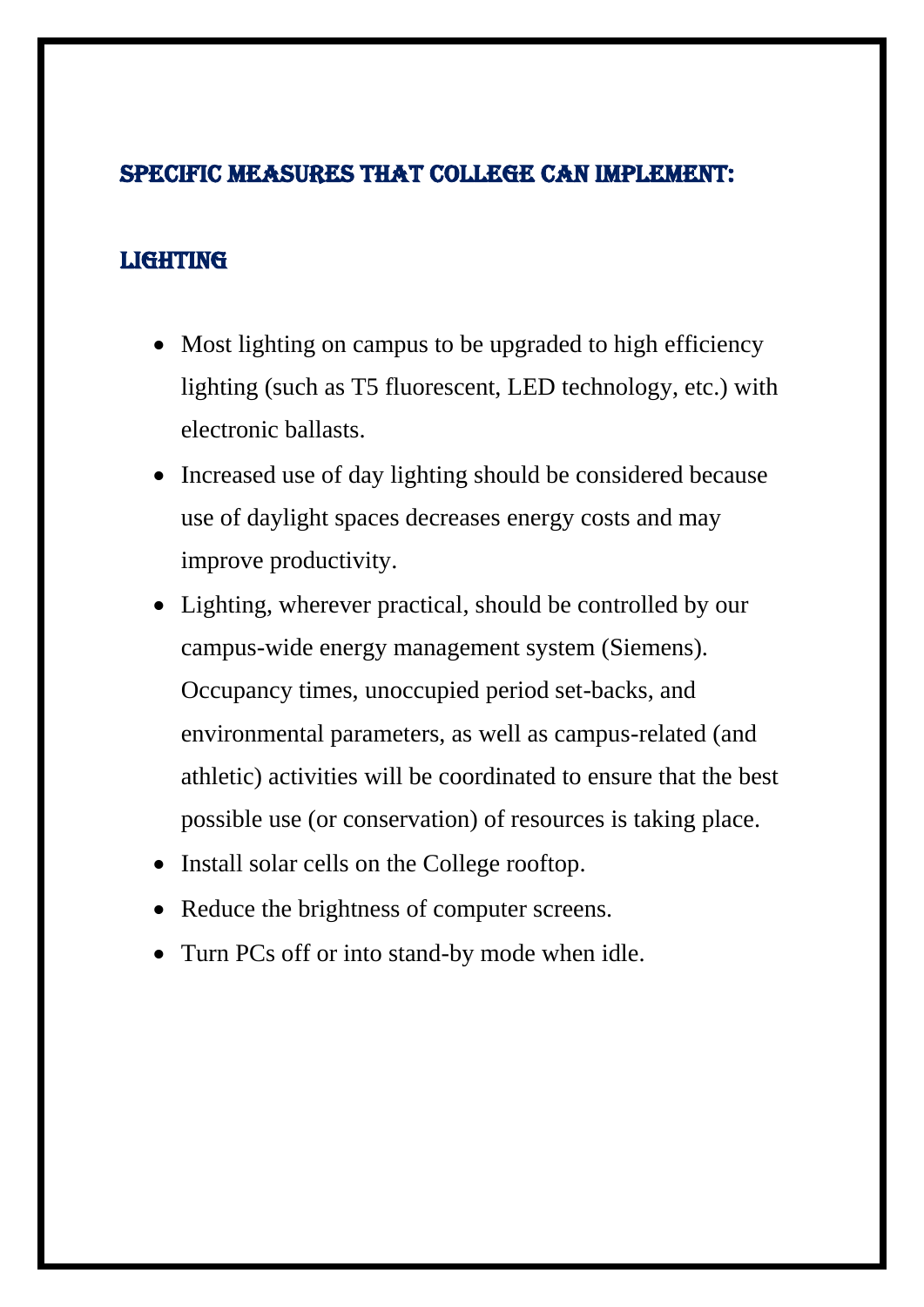## SPECIFIC MEASURES THAT COLLEGE CAN IMPLEMENT:

### LIGHTING

- Most lighting on campus to be upgraded to high efficiency lighting (such as T5 fluorescent, LED technology, etc.) with electronic ballasts.
- Increased use of day lighting should be considered because use of daylight spaces decreases energy costs and may improve productivity.
- Lighting, wherever practical, should be controlled by our campus-wide energy management system (Siemens). Occupancy times, unoccupied period set-backs, and environmental parameters, as well as campus-related (and athletic) activities will be coordinated to ensure that the best possible use (or conservation) of resources is taking place.
- Install solar cells on the College rooftop.
- Reduce the brightness of computer screens.
- Turn PCs off or into stand-by mode when idle.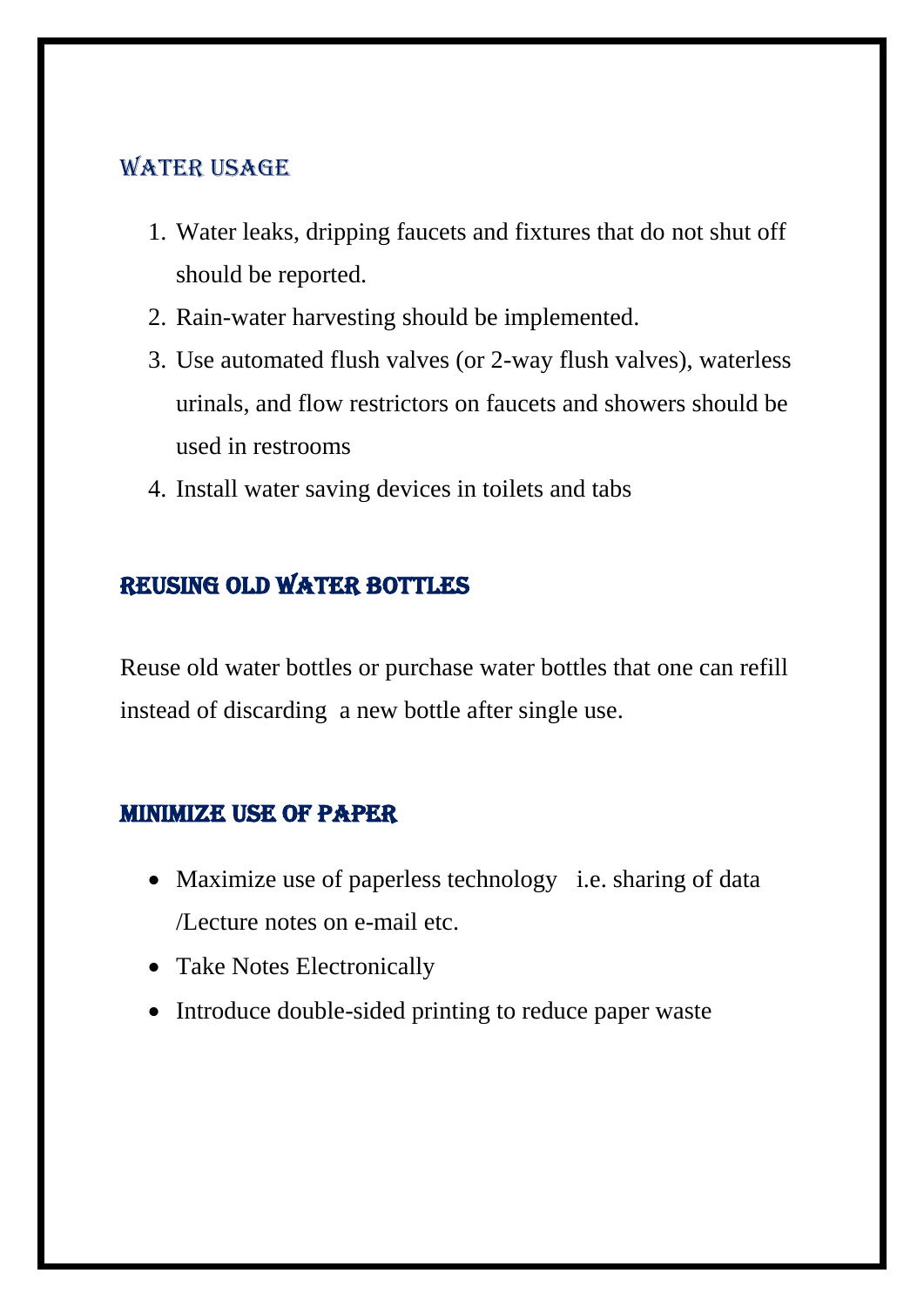## WATER USAGE

1. Water leaks, dripping faucets and fixtures that do not shut off should be reported.
2. Rain-water harvesting should be implemented.
3. Use automated flush valves (or 2-way flush valves), waterless urinals, and flow restrictors on faucets and showers should be used in restrooms
4. Install water saving devices in toilets and tabs

## REUSING OLD WATER BOTTLES

Reuse old water bottles or purchase water bottles that one can refill instead of discarding a new bottle after single use.

## MINIMIZE USE OF PAPER

- Maximize use of paperless technology i.e. sharing of data /Lecture notes on e-mail etc.
- Take Notes Electronically
- Introduce double-sided printing to reduce paper waste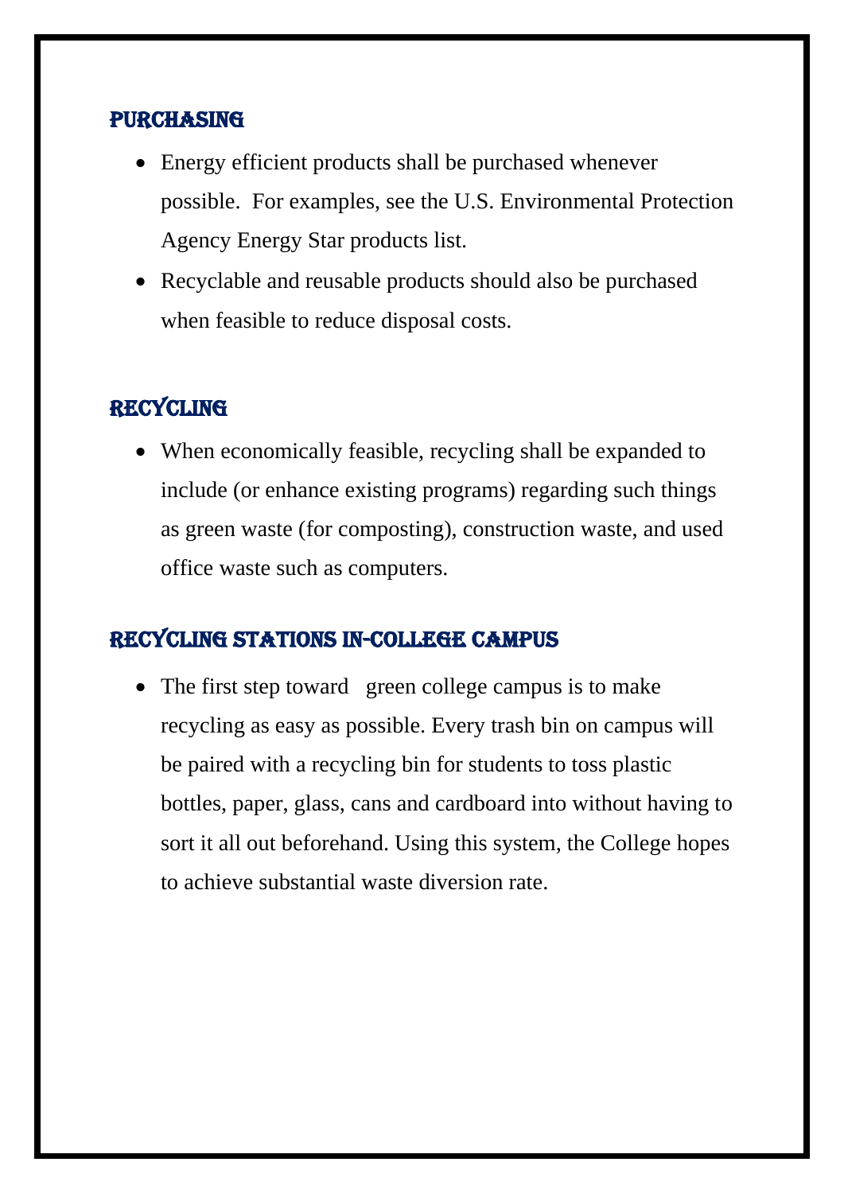## PURCHASING

- Energy efficient products shall be purchased whenever possible.  For examples, see the U.S. Environmental Protection Agency Energy Star products list.
- Recyclable and reusable products should also be purchased when feasible to reduce disposal costs.

## RECYCLING

- When economically feasible, recycling shall be expanded to include (or enhance existing programs) regarding such things as green waste (for composting), construction waste, and used office waste such as computers.

## RECYCLING STATIONS IN-COLLEGE CAMPUS

- The first step toward   green college campus is to make recycling as easy as possible. Every trash bin on campus will be paired with a recycling bin for students to toss plastic bottles, paper, glass, cans and cardboard into without having to sort it all out beforehand. Using this system, the College hopes to achieve substantial waste diversion rate.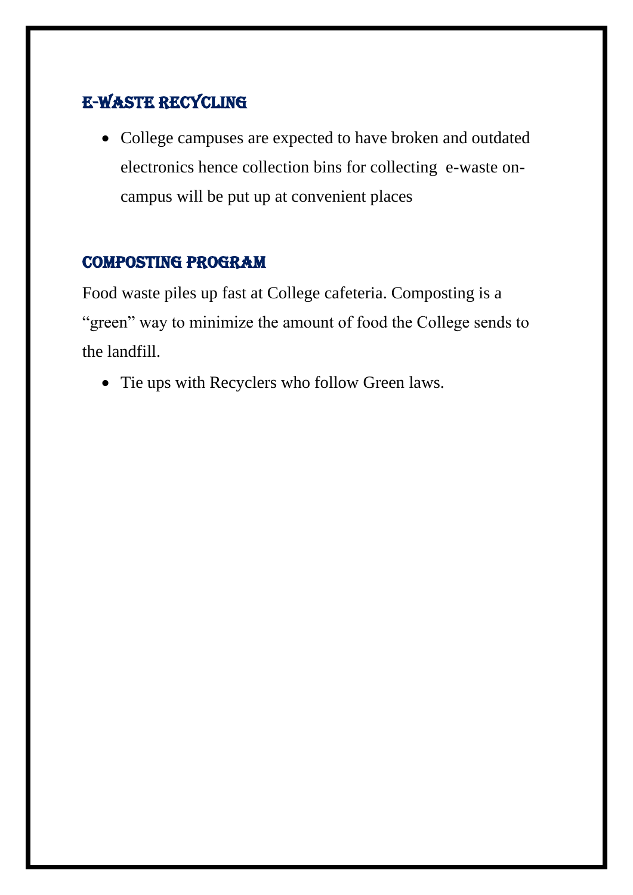## E-WASTE RECYCLING

- College campuses are expected to have broken and outdated electronics hence collection bins for collecting e-waste on-campus will be put up at convenient places

## COMPOSTING PROGRAM

Food waste piles up fast at College cafeteria. Composting is a "green" way to minimize the amount of food the College sends to the landfill.

- Tie ups with Recyclers who follow Green laws.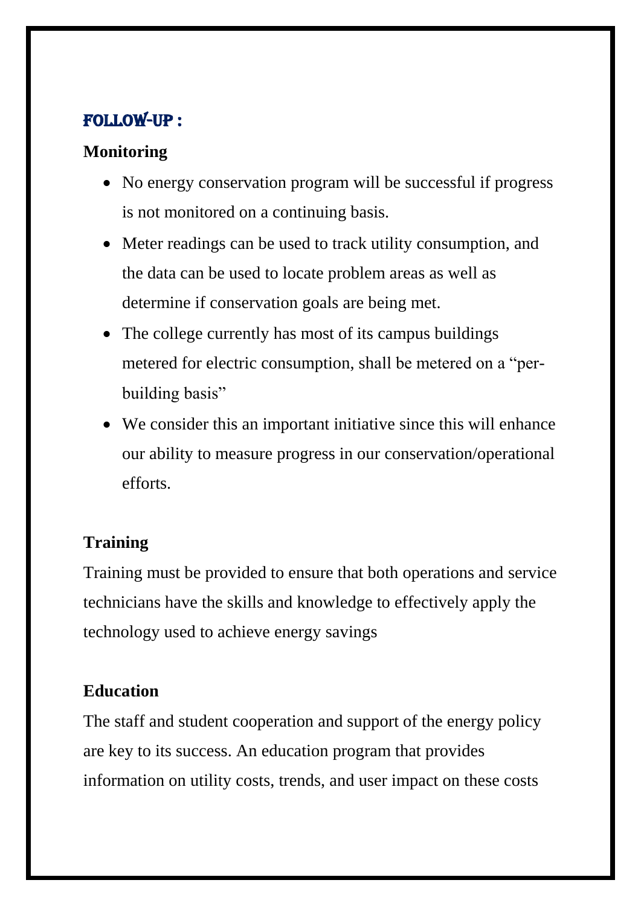## FOLLOW-UP :

### Monitoring

- No energy conservation program will be successful if progress is not monitored on a continuing basis.
- Meter readings can be used to track utility consumption, and the data can be used to locate problem areas as well as determine if conservation goals are being met.
- The college currently has most of its campus buildings metered for electric consumption, shall be metered on a "per-building basis"
- We consider this an important initiative since this will enhance our ability to measure progress in our conservation/operational efforts.

### Training

Training must be provided to ensure that both operations and service technicians have the skills and knowledge to effectively apply the technology used to achieve energy savings

### Education

The staff and student cooperation and support of the energy policy are key to its success. An education program that provides information on utility costs, trends, and user impact on these costs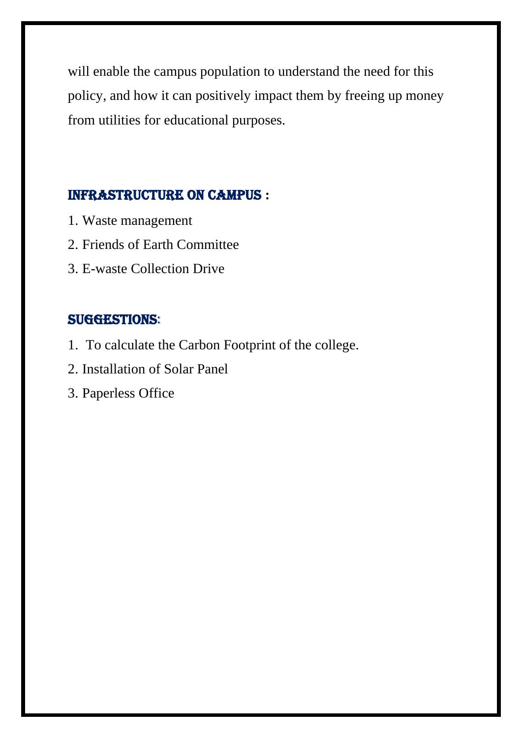will enable the campus population to understand the need for this policy, and how it can positively impact them by freeing up money from utilities for educational purposes.

## INFRASTRUCTURE ON CAMPUS :

1. Waste management
2. Friends of Earth Committee
3. E-waste Collection Drive

## SUGGESTIONS:

1. To calculate the Carbon Footprint of the college.
2. Installation of Solar Panel
3. Paperless Office